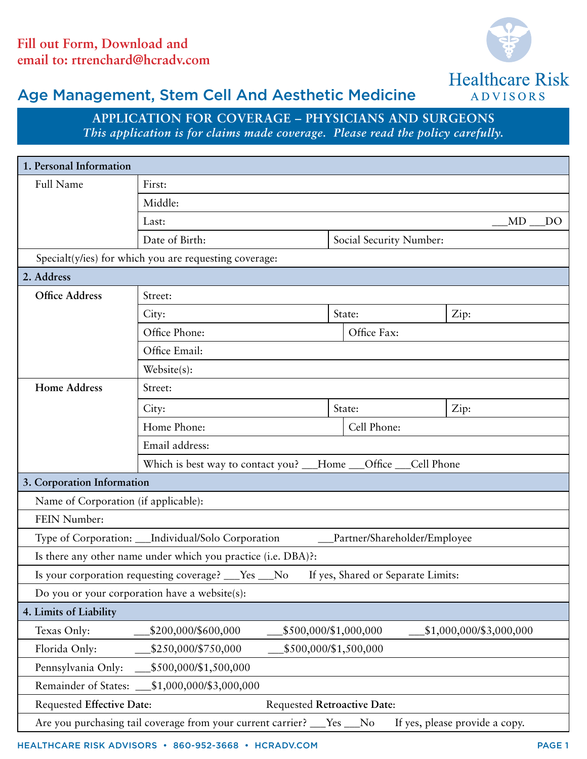**Fill out Form, Download and email to: rtrenchard@hcradv.com**

Healthcare Risk ADVISORS

## Age Management, Stem Cell And Aesthetic Medicine

### APPLICATION FOR COVERAGE – PHYSICIANS AND SURGEONS

*This application is for claims made coverage. Please read the policy carefully.*

| **1. Personal Information** | | | |
|---|---|---|---|
| Full Name | First: | | |
| | Middle: | | |
| | Last: | | ___MD ___DO |
| | Date of Birth: | Social Security Number: | |
| Specialt(y/ies) for which you are requesting coverage: | | | |
| **2. Address** | | | |
| **Office Address** | Street: | | |
| | City: | State: | Zip: |
| | Office Phone: | Office Fax: | |
| | Office Email: | | |
| | Website(s): | | |
| **Home Address** | Street: | | |
| | City: | State: | Zip: |
| | Home Phone: | Cell Phone: | |
| | Email address: | | |
| | Which is best way to contact you? ___Home ___Office ___Cell Phone | | |
| **3. Corporation Information** | | | |
| Name of Corporation (if applicable): | | | |
| FEIN Number: | | | |
| Type of Corporation: ___Individual/Solo Corporation ___Partner/Shareholder/Employee | | | |
| Is there any other name under which you practice (i.e. DBA)?: | | | |
| Is your corporation requesting coverage? ___Yes ___No If yes, Shared or Separate Limits: | | | |
| Do you or your corporation have a website(s): | | | |
| **4. Limits of Liability** | | | |
| Texas Only: | ___$200,000/$600,000 | ___$500,000/$1,000,000 | ___$1,000,000/$3,000,000 |
| Florida Only: | ___$250,000/$750,000 | ___$500,000/$1,500,000 | |
| Pennsylvania Only: | ___$500,000/$1,500,000 | | |
| Remainder of States: | ___$1,000,000/$3,000,000 | | |
| Requested **Effective Date**: | | Requested **Retroactive Date**: | |
| Are you purchasing tail coverage from your current carrier? ___Yes ___No If yes, please provide a copy. | | | |

HEALTHCARE RISK ADVISORS • 860-952-3668 • HCRADV.COM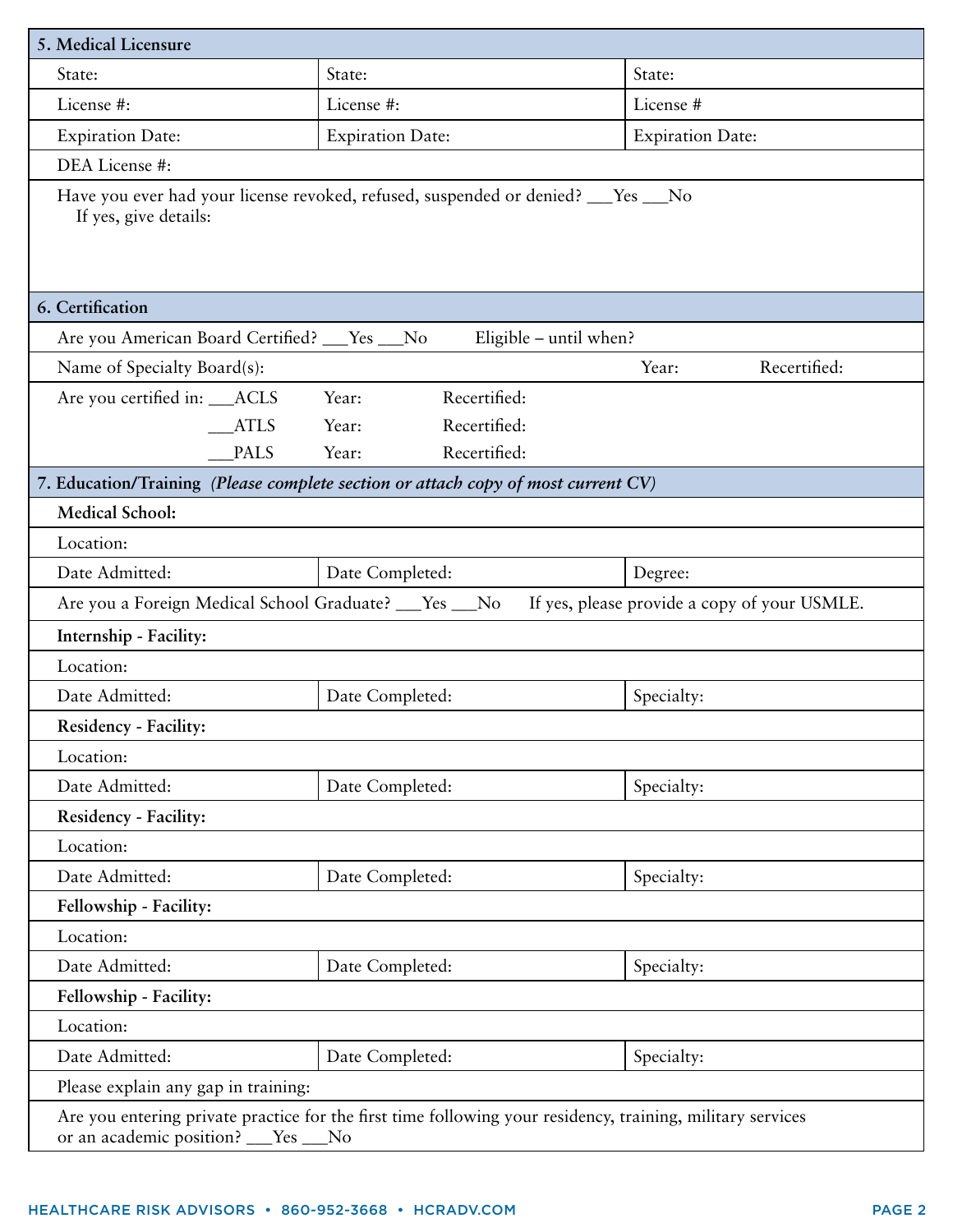## 5. Medical Licensure

| State: | State: | State: |
|---|---|---|
| License #: | License #: | License # |
| Expiration Date: | Expiration Date: | Expiration Date: |

DEA License #:

Have you ever had your license revoked, refused, suspended or denied? ___Yes ___No
If yes, give details:

## 6. Certification

Are you American Board Certified? ___Yes ___No     Eligible – until when?

Name of Specialty Board(s):     Year:     Recertified:

Are you certified in: ___ACLS     Year:     Recertified:
___ATLS     Year:     Recertified:
___PALS     Year:     Recertified:

## 7. Education/Training *(Please complete section or attach copy of most current CV)*

**Medical School:**

Location:

| Date Admitted: | Date Completed: | Degree: |
|---|---|---|

Are you a Foreign Medical School Graduate? ___Yes ___No     If yes, please provide a copy of your USMLE.

**Internship - Facility:**

Location:

| Date Admitted: | Date Completed: | Specialty: |
|---|---|---|

**Residency - Facility:**

Location:

| Date Admitted: | Date Completed: | Specialty: |
|---|---|---|

**Residency - Facility:**

Location:

| Date Admitted: | Date Completed: | Specialty: |
|---|---|---|

**Fellowship - Facility:**

Location:

| Date Admitted: | Date Completed: | Specialty: |
|---|---|---|

**Fellowship - Facility:**

Location:

| Date Admitted: | Date Completed: | Specialty: |
|---|---|---|

Please explain any gap in training:

Are you entering private practice for the first time following your residency, training, military services or an academic position? ___Yes ___No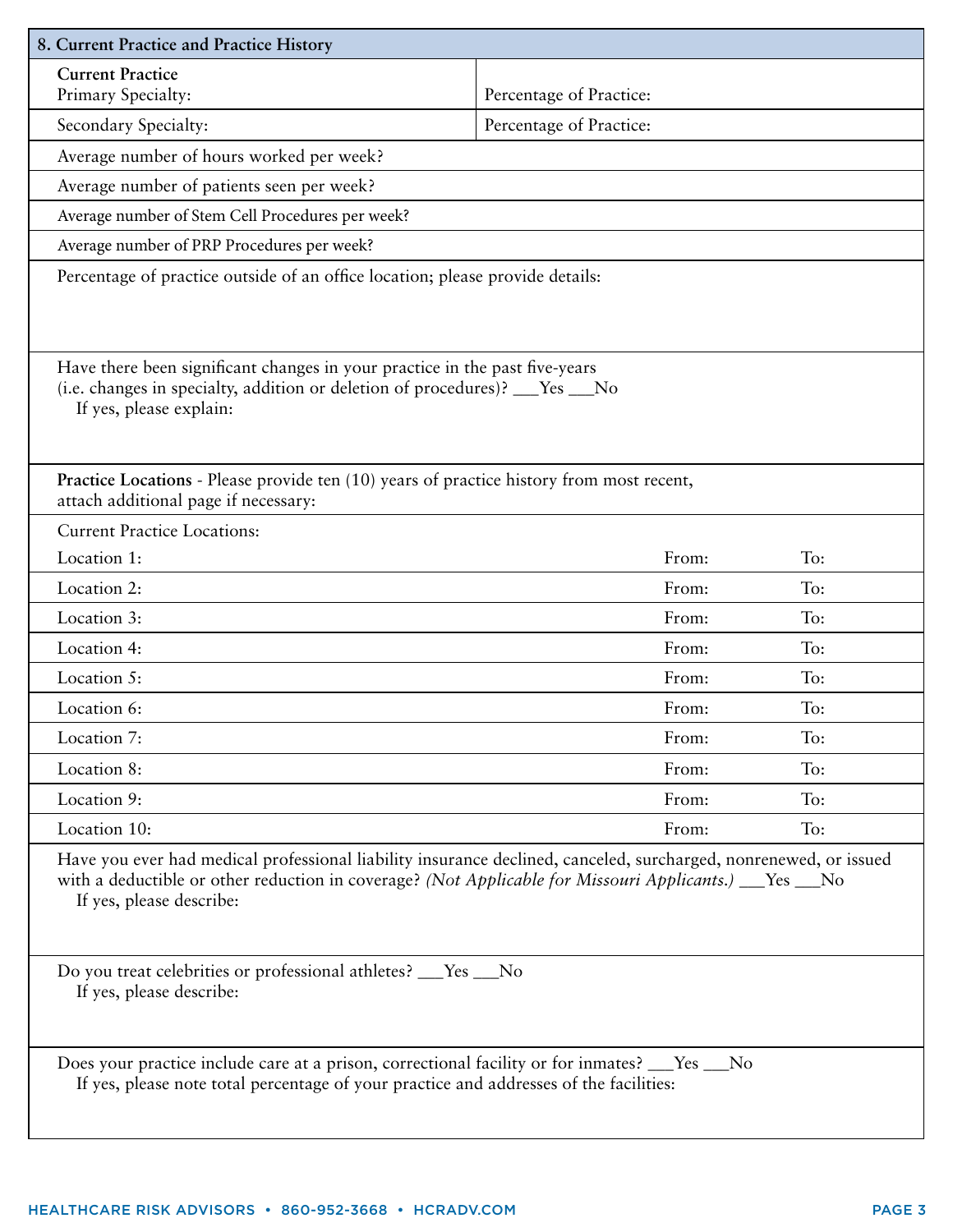## 8. Current Practice and Practice History

**Current Practice**

| Primary Specialty: | Percentage of Practice: |
|---|---|
| Secondary Specialty: | Percentage of Practice: |

Average number of hours worked per week?

Average number of patients seen per week?

Average number of Stem Cell Procedures per week?

Average number of PRP Procedures per week?

Percentage of practice outside of an office location; please provide details:

Have there been significant changes in your practice in the past five-years (i.e. changes in specialty, addition or deletion of procedures)? ___Yes ___No

If yes, please explain:

**Practice Locations** - Please provide ten (10) years of practice history from most recent, attach additional page if necessary:

Current Practice Locations:

| Location | From: | To: |
|---|---|---|
| Location 1: | | |
| Location 2: | | |
| Location 3: | | |
| Location 4: | | |
| Location 5: | | |
| Location 6: | | |
| Location 7: | | |
| Location 8: | | |
| Location 9: | | |
| Location 10: | | |

Have you ever had medical professional liability insurance declined, canceled, surcharged, nonrenewed, or issued with a deductible or other reduction in coverage? *(Not Applicable for Missouri Applicants.)* ___Yes ___No

If yes, please describe:

Do you treat celebrities or professional athletes? ___Yes ___No

If yes, please describe:

Does your practice include care at a prison, correctional facility or for inmates? ___Yes ___No

If yes, please note total percentage of your practice and addresses of the facilities: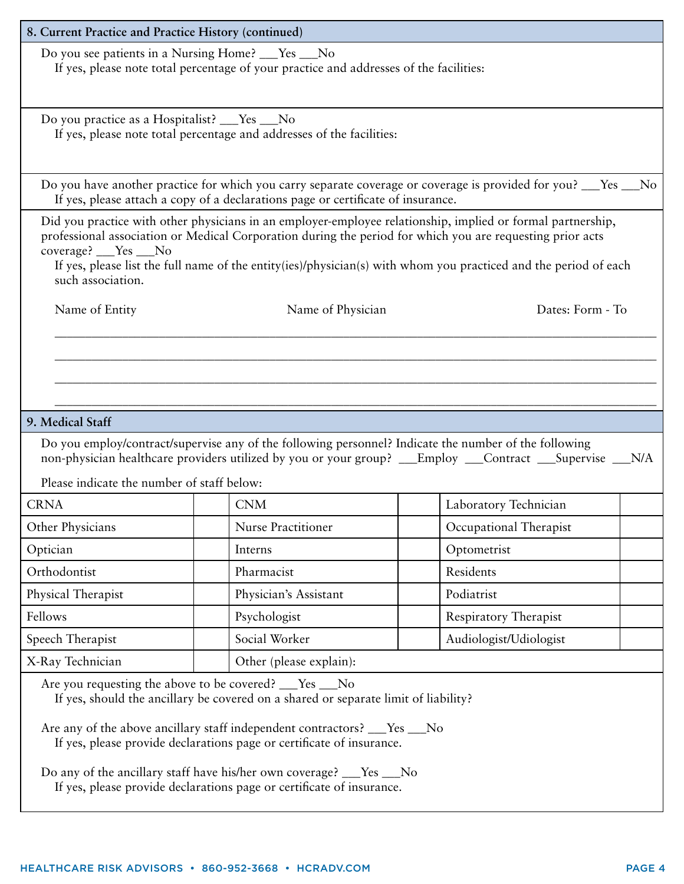## 8. Current Practice and Practice History (continued)

Do you see patients in a Nursing Home? ___Yes ___No
If yes, please note total percentage of your practice and addresses of the facilities:

Do you practice as a Hospitalist? ___Yes ___No
If yes, please note total percentage and addresses of the facilities:

Do you have another practice for which you carry separate coverage or coverage is provided for you? ___Yes ___No
If yes, please attach a copy of a declarations page or certificate of insurance.

Did you practice with other physicians in an employer-employee relationship, implied or formal partnership, professional association or Medical Corporation during the period for which you are requesting prior acts coverage? ___Yes ___No
If yes, please list the full name of the entity(ies)/physician(s) with whom you practiced and the period of each such association.

| Name of Entity | Name of Physician | Dates: Form - To |
|---|---|---|
| | | |
| | | |
| | | |
| | | |

## 9. Medical Staff

Do you employ/contract/supervise any of the following personnel? Indicate the number of the following non-physician healthcare providers utilized by you or your group? ___Employ ___Contract ___Supervise ___N/A

Please indicate the number of staff below:

| | | | | | |
|---|---|---|---|---|---|
| CRNA | | CNM | | Laboratory Technician | |
| Other Physicians | | Nurse Practitioner | | Occupational Therapist | |
| Optician | | Interns | | Optometrist | |
| Orthodontist | | Pharmacist | | Residents | |
| Physical Therapist | | Physician's Assistant | | Podiatrist | |
| Fellows | | Psychologist | | Respiratory Therapist | |
| Speech Therapist | | Social Worker | | Audiologist/Udiologist | |
| X-Ray Technician | | Other (please explain): | | | |

Are you requesting the above to be covered? ___Yes ___No
If yes, should the ancillary be covered on a shared or separate limit of liability?

Are any of the above ancillary staff independent contractors? ___Yes ___No
If yes, please provide declarations page or certificate of insurance.

Do any of the ancillary staff have his/her own coverage? ___Yes ___No
If yes, please provide declarations page or certificate of insurance.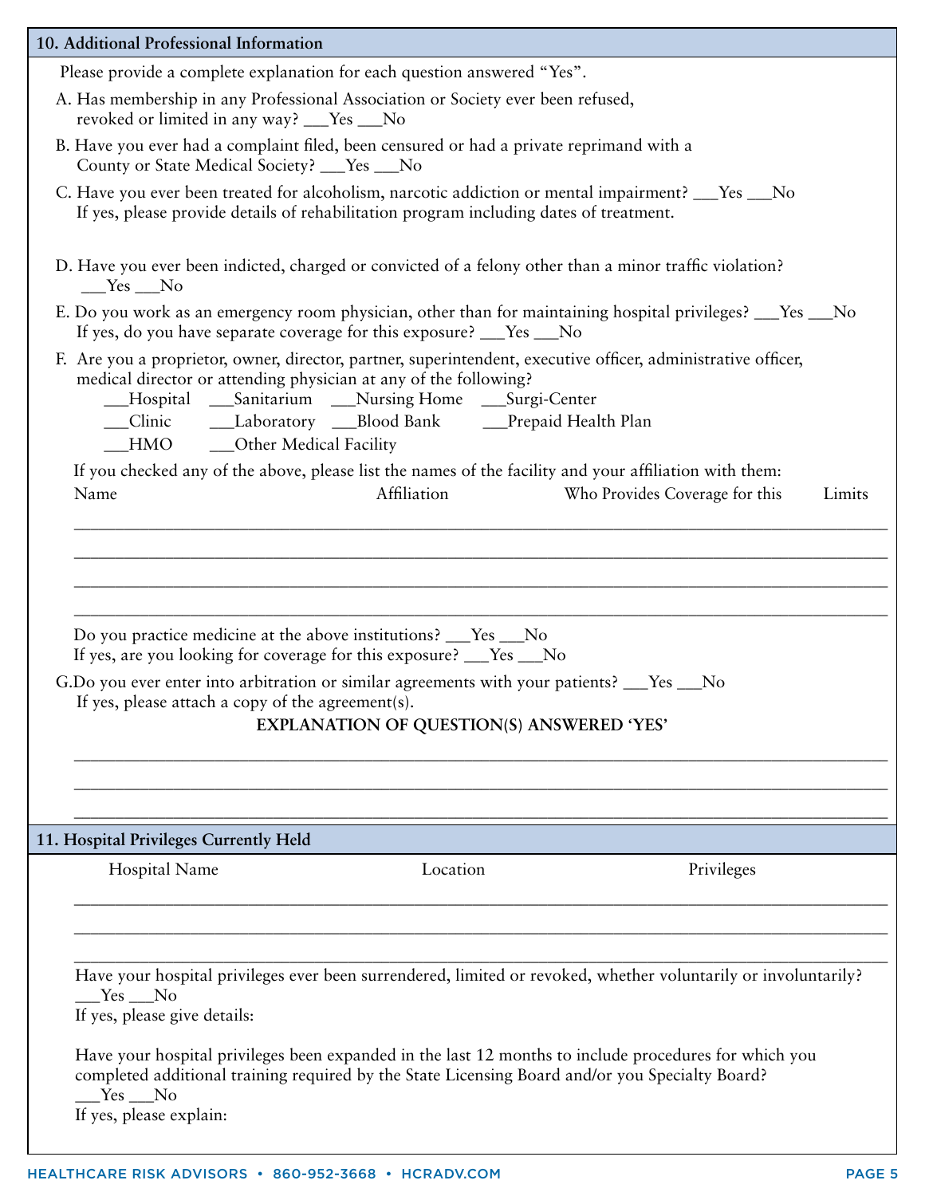## 10. Additional Professional Information

Please provide a complete explanation for each question answered "Yes".

A. Has membership in any Professional Association or Society ever been refused, revoked or limited in any way? ___Yes ___No

B. Have you ever had a complaint filed, been censured or had a private reprimand with a County or State Medical Society? ___Yes ___No

C. Have you ever been treated for alcoholism, narcotic addiction or mental impairment? ___Yes ___No
If yes, please provide details of rehabilitation program including dates of treatment.

D. Have you ever been indicted, charged or convicted of a felony other than a minor traffic violation?
___Yes ___No

E. Do you work as an emergency room physician, other than for maintaining hospital privileges? ___Yes ___No
If yes, do you have separate coverage for this exposure? ___Yes ___No

F. Are you a proprietor, owner, director, partner, superintendent, executive officer, administrative officer, medical director or attending physician at any of the following?

___Hospital ___Sanitarium ___Nursing Home ___Surgi-Center
___Clinic ___Laboratory ___Blood Bank ___Prepaid Health Plan
___HMO ___Other Medical Facility

If you checked any of the above, please list the names of the facility and your affiliation with them:

| Name | Affiliation | Who Provides Coverage for this | Limits |
|---|---|---|---|
| | | | |
| | | | |
| | | | |
| | | | |

Do you practice medicine at the above institutions? ___Yes ___No
If yes, are you looking for coverage for this exposure? ___Yes ___No

G. Do you ever enter into arbitration or similar agreements with your patients? ___Yes ___No
If yes, please attach a copy of the agreement(s).

**EXPLANATION OF QUESTION(S) ANSWERED 'YES'**

_______________________________________________

_______________________________________________

_______________________________________________

## 11. Hospital Privileges Currently Held

| Hospital Name | Location | Privileges |
|---|---|---|
| | | |
| | | |
| | | |

Have your hospital privileges ever been surrendered, limited or revoked, whether voluntarily or involuntarily?
___Yes ___No
If yes, please give details:

Have your hospital privileges been expanded in the last 12 months to include procedures for which you completed additional training required by the State Licensing Board and/or you Specialty Board?
___Yes ___No
If yes, please explain: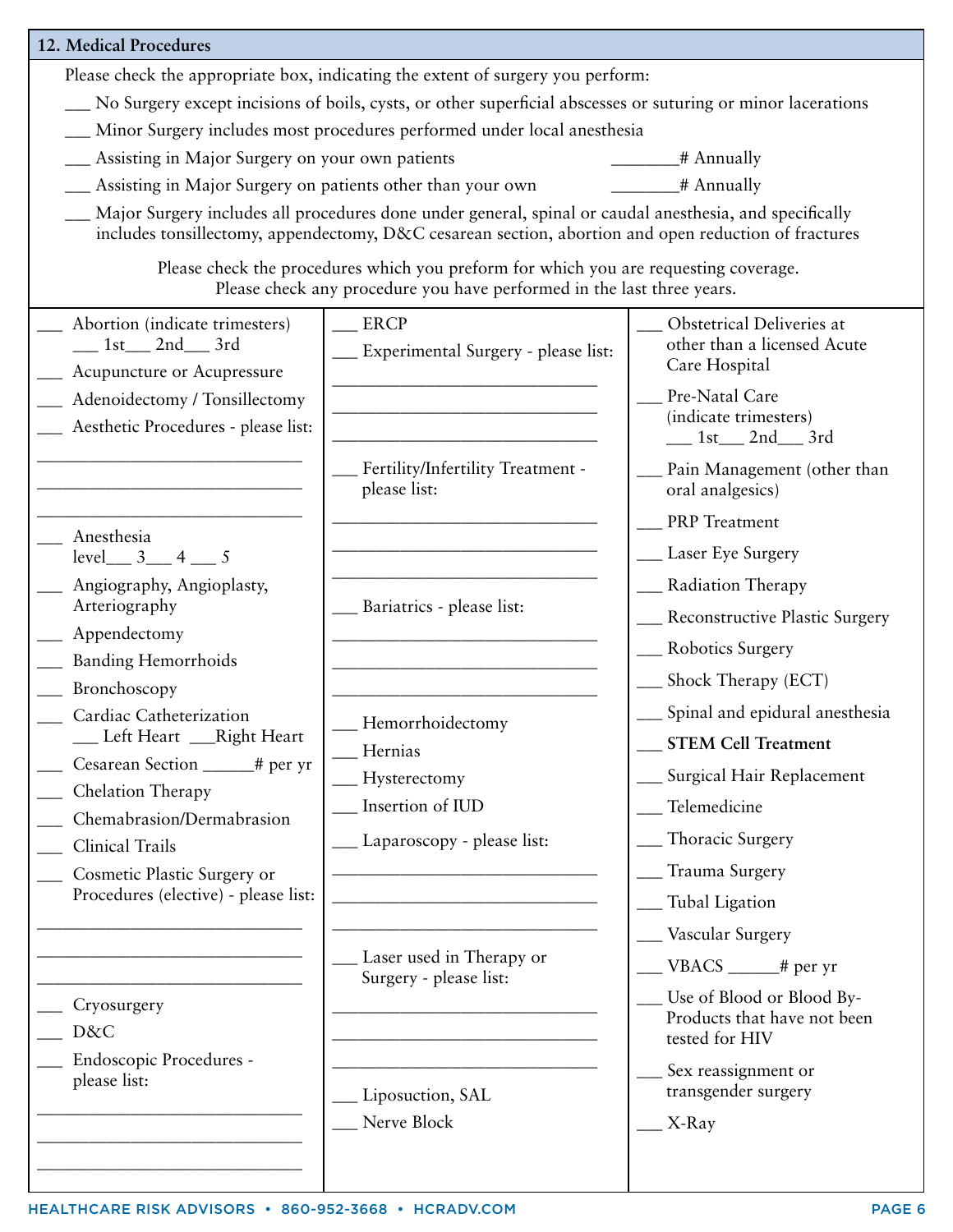## 12. Medical Procedures

Please check the appropriate box, indicating the extent of surgery you perform:

___ No Surgery except incisions of boils, cysts, or other superficial abscesses or suturing or minor lacerations

___ Minor Surgery includes most procedures performed under local anesthesia

___ Assisting in Major Surgery on your own patients ________# Annually

___ Assisting in Major Surgery on patients other than your own ________# Annually

___ Major Surgery includes all procedures done under general, spinal or caudal anesthesia, and specifically includes tonsillectomy, appendectomy, D&C cesarean section, abortion and open reduction of fractures

Please check the procedures which you preform for which you are requesting coverage.
Please check any procedure you have performed in the last three years.

___ Abortion (indicate trimesters) ___ 1st___ 2nd___ 3rd

___ Acupuncture or Acupressure

___ Adenoidectomy / Tonsillectomy

___ Aesthetic Procedures - please list:

______________________________
______________________________
______________________________

___ Anesthesia level___ 3___ 4 ___ 5

___ Angiography, Angioplasty, Arteriography

___ Appendectomy

___ Banding Hemorrhoids

___ Bronchoscopy

___ Cardiac Catheterization ___ Left Heart ___Right Heart

___ Cesarean Section ______# per yr

___ Chelation Therapy

___ Chemabrasion/Dermabrasion

___ Clinical Trails

___ Cosmetic Plastic Surgery or Procedures (elective) - please list:

______________________________
______________________________
______________________________

___ Cryosurgery

___ D&C

___ Endoscopic Procedures - please list:

______________________________
______________________________
______________________________

___ ERCP

___ Experimental Surgery - please list:

______________________________
______________________________
______________________________

___ Fertility/Infertility Treatment - please list:

______________________________
______________________________
______________________________

___ Bariatrics - please list:

______________________________
______________________________
______________________________

___ Hemorrhoidectomy

___ Hernias

___ Hysterectomy

___ Insertion of IUD

___ Laparoscopy - please list:

______________________________
______________________________
______________________________

___ Laser used in Therapy or Surgery - please list:

______________________________
______________________________
______________________________

___ Liposuction, SAL

___ Nerve Block

___ Obstetrical Deliveries at other than a licensed Acute Care Hospital

___ Pre-Natal Care (indicate trimesters) ___ 1st___ 2nd___ 3rd

___ Pain Management (other than oral analgesics)

___ PRP Treatment

___ Laser Eye Surgery

___ Radiation Therapy

___ Reconstructive Plastic Surgery

___ Robotics Surgery

___ Shock Therapy (ECT)

___ Spinal and epidural anesthesia

___ **STEM Cell Treatment**

___ Surgical Hair Replacement

___ Telemedicine

___ Thoracic Surgery

___ Trauma Surgery

___ Tubal Ligation

___ Vascular Surgery

___ VBACS ______# per yr

___ Use of Blood or Blood By-Products that have not been tested for HIV

___ Sex reassignment or transgender surgery

___ X-Ray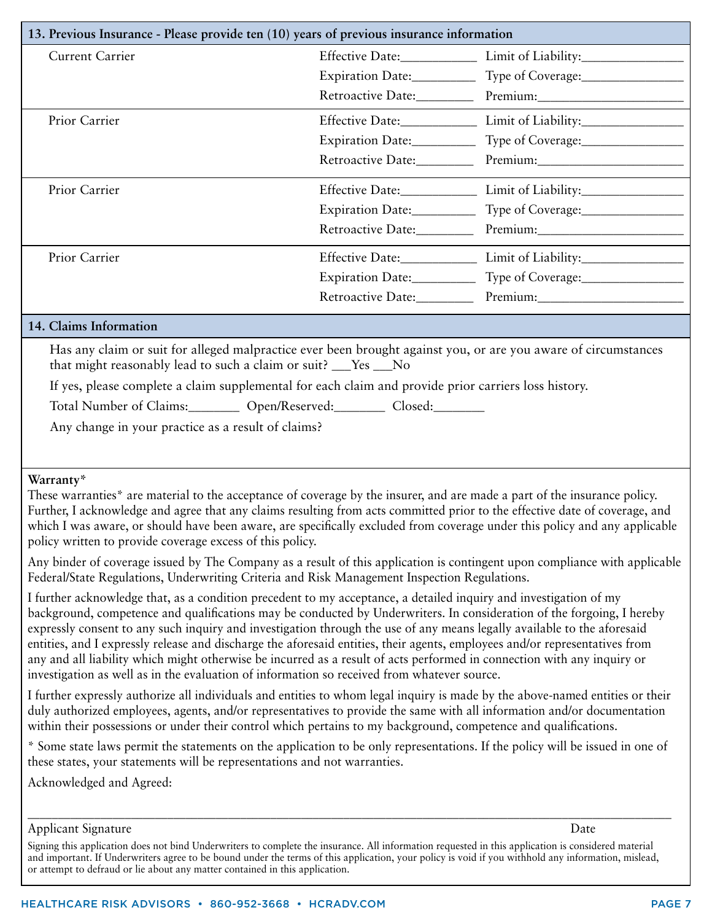## 13. Previous Insurance - Please provide ten (10) years of previous insurance information

| | | |
|---|---|---|
| Current Carrier | Effective Date:__________ | Limit of Liability:______________ |
| | Expiration Date:_________ | Type of Coverage:______________ |
| | Retroactive Date:________ | Premium:____________________ |
| Prior Carrier | Effective Date:__________ | Limit of Liability:______________ |
| | Expiration Date:_________ | Type of Coverage:______________ |
| | Retroactive Date:________ | Premium:____________________ |
| Prior Carrier | Effective Date:__________ | Limit of Liability:______________ |
| | Expiration Date:_________ | Type of Coverage:______________ |
| | Retroactive Date:________ | Premium:____________________ |
| Prior Carrier | Effective Date:__________ | Limit of Liability:______________ |
| | Expiration Date:_________ | Type of Coverage:______________ |
| | Retroactive Date:________ | Premium:____________________ |

## 14. Claims Information

Has any claim or suit for alleged malpractice ever been brought against you, or are you aware of circumstances that might reasonably lead to such a claim or suit? ___Yes ___No

If yes, please complete a claim supplemental for each claim and provide prior carriers loss history.

Total Number of Claims:_______ Open/Reserved:_______ Closed:_______

Any change in your practice as a result of claims?

**Warranty***

These warranties* are material to the acceptance of coverage by the insurer, and are made a part of the insurance policy. Further, I acknowledge and agree that any claims resulting from acts committed prior to the effective date of coverage, and which I was aware, or should have been aware, are specifically excluded from coverage under this policy and any applicable policy written to provide coverage excess of this policy.

Any binder of coverage issued by The Company as a result of this application is contingent upon compliance with applicable Federal/State Regulations, Underwriting Criteria and Risk Management Inspection Regulations.

I further acknowledge that, as a condition precedent to my acceptance, a detailed inquiry and investigation of my background, competence and qualifications may be conducted by Underwriters. In consideration of the forgoing, I hereby expressly consent to any such inquiry and investigation through the use of any means legally available to the aforesaid entities, and I expressly release and discharge the aforesaid entities, their agents, employees and/or representatives from any and all liability which might otherwise be incurred as a result of acts performed in connection with any inquiry or investigation as well as in the evaluation of information so received from whatever source.

I further expressly authorize all individuals and entities to whom legal inquiry is made by the above-named entities or their duly authorized employees, agents, and/or representatives to provide the same with all information and/or documentation within their possessions or under their control which pertains to my background, competence and qualifications.

* Some state laws permit the statements on the application to be only representations. If the policy will be issued in one of these states, your statements will be representations and not warranties.

Acknowledged and Agreed:

_____________________________________________________________________________

Applicant Signature Date

Signing this application does not bind Underwriters to complete the insurance. All information requested in this application is considered material and important. If Underwriters agree to be bound under the terms of this application, your policy is void if you withhold any information, mislead, or attempt to defraud or lie about any matter contained in this application.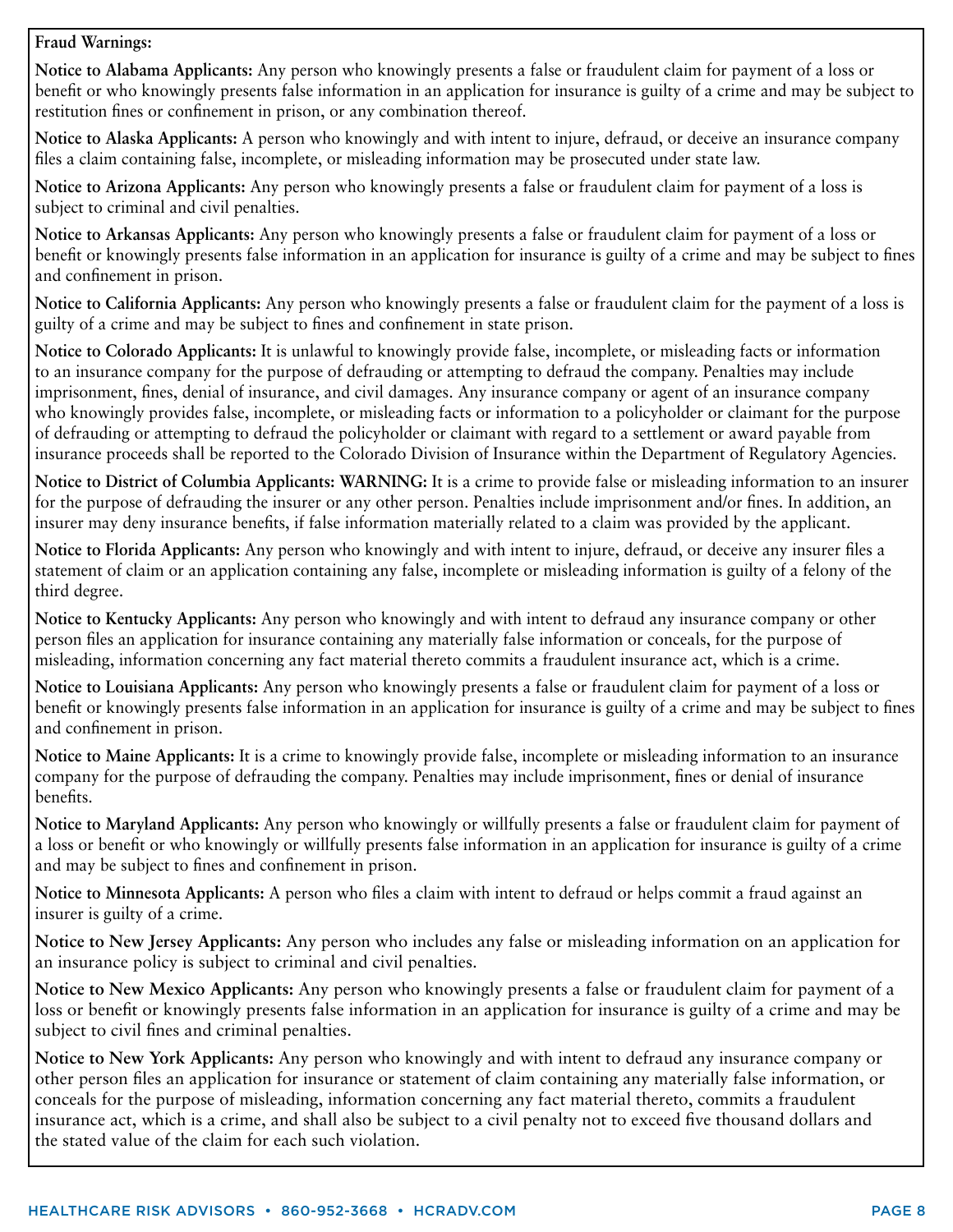**Fraud Warnings:**

**Notice to Alabama Applicants:** Any person who knowingly presents a false or fraudulent claim for payment of a loss or benefit or who knowingly presents false information in an application for insurance is guilty of a crime and may be subject to restitution fines or confinement in prison, or any combination thereof.

**Notice to Alaska Applicants:** A person who knowingly and with intent to injure, defraud, or deceive an insurance company files a claim containing false, incomplete, or misleading information may be prosecuted under state law.

**Notice to Arizona Applicants:** Any person who knowingly presents a false or fraudulent claim for payment of a loss is subject to criminal and civil penalties.

**Notice to Arkansas Applicants:** Any person who knowingly presents a false or fraudulent claim for payment of a loss or benefit or knowingly presents false information in an application for insurance is guilty of a crime and may be subject to fines and confinement in prison.

**Notice to California Applicants:** Any person who knowingly presents a false or fraudulent claim for the payment of a loss is guilty of a crime and may be subject to fines and confinement in state prison.

**Notice to Colorado Applicants:** It is unlawful to knowingly provide false, incomplete, or misleading facts or information to an insurance company for the purpose of defrauding or attempting to defraud the company. Penalties may include imprisonment, fines, denial of insurance, and civil damages. Any insurance company or agent of an insurance company who knowingly provides false, incomplete, or misleading facts or information to a policyholder or claimant for the purpose of defrauding or attempting to defraud the policyholder or claimant with regard to a settlement or award payable from insurance proceeds shall be reported to the Colorado Division of Insurance within the Department of Regulatory Agencies.

**Notice to District of Columbia Applicants: WARNING:** It is a crime to provide false or misleading information to an insurer for the purpose of defrauding the insurer or any other person. Penalties include imprisonment and/or fines. In addition, an insurer may deny insurance benefits, if false information materially related to a claim was provided by the applicant.

**Notice to Florida Applicants:** Any person who knowingly and with intent to injure, defraud, or deceive any insurer files a statement of claim or an application containing any false, incomplete or misleading information is guilty of a felony of the third degree.

**Notice to Kentucky Applicants:** Any person who knowingly and with intent to defraud any insurance company or other person files an application for insurance containing any materially false information or conceals, for the purpose of misleading, information concerning any fact material thereto commits a fraudulent insurance act, which is a crime.

**Notice to Louisiana Applicants:** Any person who knowingly presents a false or fraudulent claim for payment of a loss or benefit or knowingly presents false information in an application for insurance is guilty of a crime and may be subject to fines and confinement in prison.

**Notice to Maine Applicants:** It is a crime to knowingly provide false, incomplete or misleading information to an insurance company for the purpose of defrauding the company. Penalties may include imprisonment, fines or denial of insurance benefits.

**Notice to Maryland Applicants:** Any person who knowingly or willfully presents a false or fraudulent claim for payment of a loss or benefit or who knowingly or willfully presents false information in an application for insurance is guilty of a crime and may be subject to fines and confinement in prison.

**Notice to Minnesota Applicants:** A person who files a claim with intent to defraud or helps commit a fraud against an insurer is guilty of a crime.

**Notice to New Jersey Applicants:** Any person who includes any false or misleading information on an application for an insurance policy is subject to criminal and civil penalties.

**Notice to New Mexico Applicants:** Any person who knowingly presents a false or fraudulent claim for payment of a loss or benefit or knowingly presents false information in an application for insurance is guilty of a crime and may be subject to civil fines and criminal penalties.

**Notice to New York Applicants:** Any person who knowingly and with intent to defraud any insurance company or other person files an application for insurance or statement of claim containing any materially false information, or conceals for the purpose of misleading, information concerning any fact material thereto, commits a fraudulent insurance act, which is a crime, and shall also be subject to a civil penalty not to exceed five thousand dollars and the stated value of the claim for each such violation.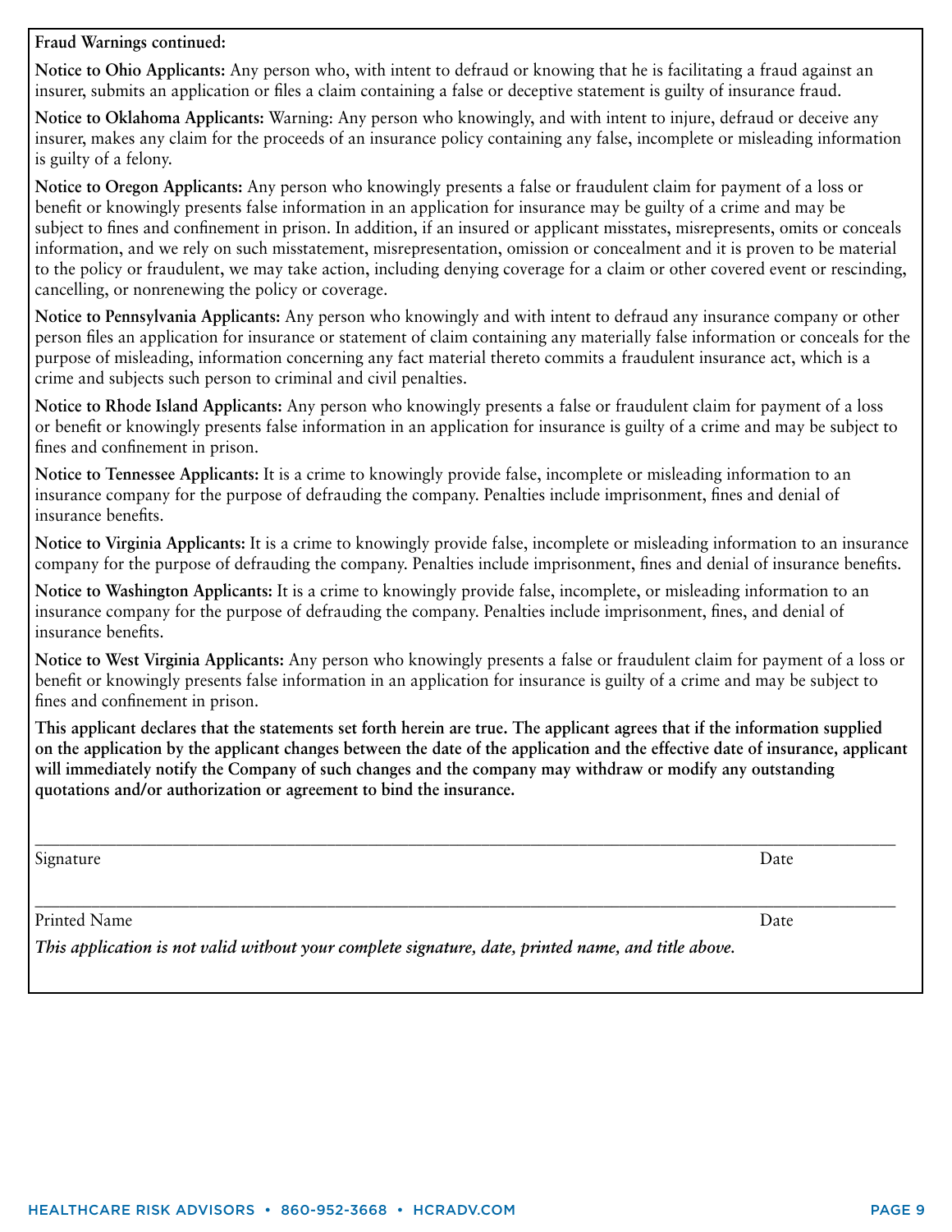**Fraud Warnings continued:**

**Notice to Ohio Applicants:** Any person who, with intent to defraud or knowing that he is facilitating a fraud against an insurer, submits an application or files a claim containing a false or deceptive statement is guilty of insurance fraud.

**Notice to Oklahoma Applicants:** Warning: Any person who knowingly, and with intent to injure, defraud or deceive any insurer, makes any claim for the proceeds of an insurance policy containing any false, incomplete or misleading information is guilty of a felony.

**Notice to Oregon Applicants:** Any person who knowingly presents a false or fraudulent claim for payment of a loss or benefit or knowingly presents false information in an application for insurance may be guilty of a crime and may be subject to fines and confinement in prison. In addition, if an insured or applicant misstates, misrepresents, omits or conceals information, and we rely on such misstatement, misrepresentation, omission or concealment and it is proven to be material to the policy or fraudulent, we may take action, including denying coverage for a claim or other covered event or rescinding, cancelling, or nonrenewing the policy or coverage.

**Notice to Pennsylvania Applicants:** Any person who knowingly and with intent to defraud any insurance company or other person files an application for insurance or statement of claim containing any materially false information or conceals for the purpose of misleading, information concerning any fact material thereto commits a fraudulent insurance act, which is a crime and subjects such person to criminal and civil penalties.

**Notice to Rhode Island Applicants:** Any person who knowingly presents a false or fraudulent claim for payment of a loss or benefit or knowingly presents false information in an application for insurance is guilty of a crime and may be subject to fines and confinement in prison.

**Notice to Tennessee Applicants:** It is a crime to knowingly provide false, incomplete or misleading information to an insurance company for the purpose of defrauding the company. Penalties include imprisonment, fines and denial of insurance benefits.

**Notice to Virginia Applicants:** It is a crime to knowingly provide false, incomplete or misleading information to an insurance company for the purpose of defrauding the company. Penalties include imprisonment, fines and denial of insurance benefits.

**Notice to Washington Applicants:** It is a crime to knowingly provide false, incomplete, or misleading information to an insurance company for the purpose of defrauding the company. Penalties include imprisonment, fines, and denial of insurance benefits.

**Notice to West Virginia Applicants:** Any person who knowingly presents a false or fraudulent claim for payment of a loss or benefit or knowingly presents false information in an application for insurance is guilty of a crime and may be subject to fines and confinement in prison.

**This applicant declares that the statements set forth herein are true. The applicant agrees that if the information supplied on the application by the applicant changes between the date of the application and the effective date of insurance, applicant will immediately notify the Company of such changes and the company may withdraw or modify any outstanding quotations and/or authorization or agreement to bind the insurance.**

\_\_\_\_\_\_\_\_\_\_\_\_\_\_\_\_\_\_\_\_\_\_\_\_\_\_\_\_\_\_\_\_\_\_\_\_\_\_\_\_\_\_\_\_\_\_\_\_\_\_\_\_\_\_\_\_

Signature Date

\_\_\_\_\_\_\_\_\_\_\_\_\_\_\_\_\_\_\_\_\_\_\_\_\_\_\_\_\_\_\_\_\_\_\_\_\_\_\_\_\_\_\_\_\_\_\_\_\_\_\_\_\_\_\_\_

Printed Name Date

***This application is not valid without your complete signature, date, printed name, and title above.***